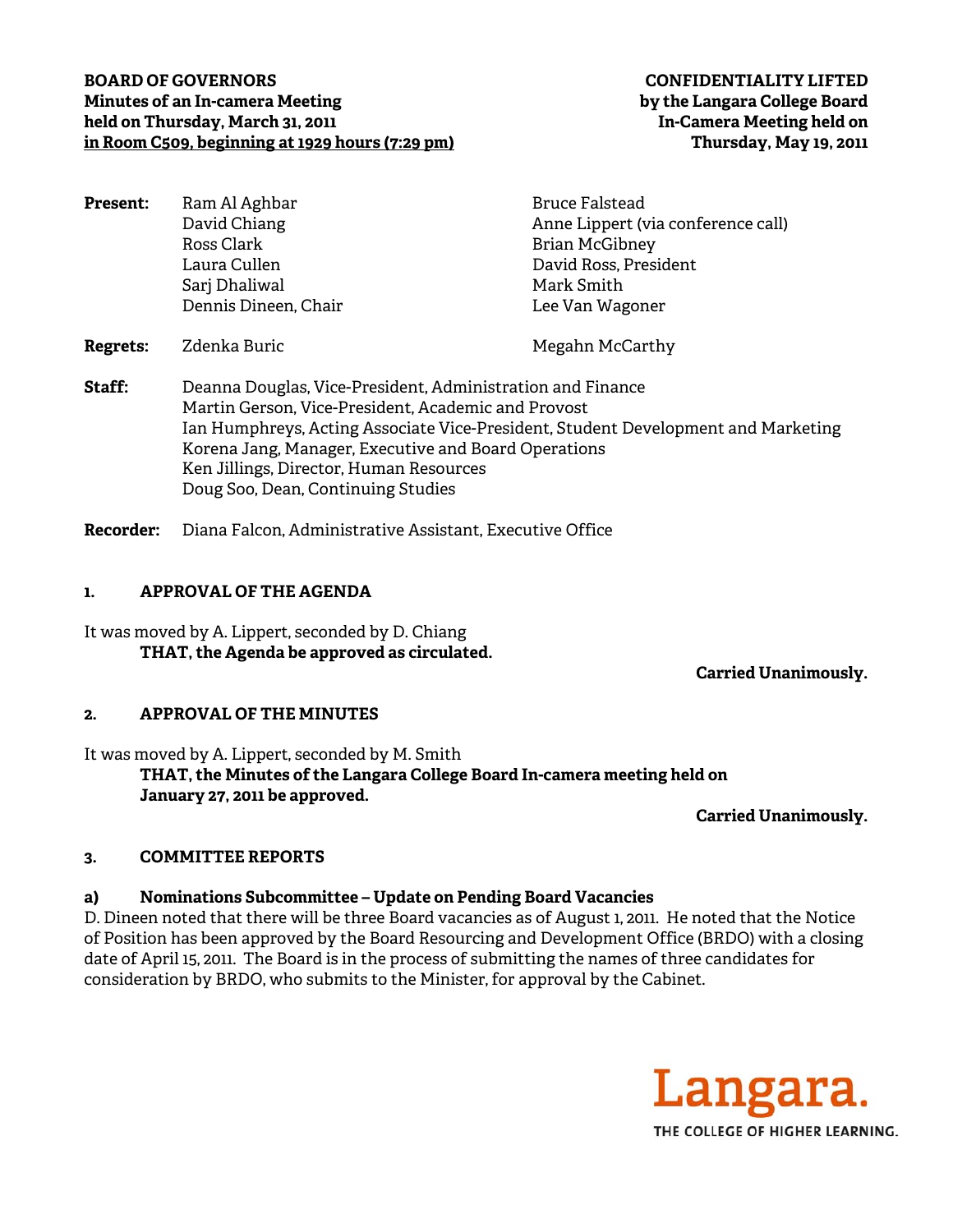**BOARD OF GOVERNORS**
**Minutes of an In-camera Meeting**
**held on Thursday, March 31, 2011**
**in Room C509, beginning at 1929 hours (7:29 pm)**

**CONFIDENTIALITY LIFTED**
**by the Langara College Board**
**In-Camera Meeting held on**
**Thursday, May 19, 2011**

| | | |
|---|---|---|
| **Present:** | Ram Al Aghbar | Bruce Falstead |
| | David Chiang | Anne Lippert (via conference call) |
| | Ross Clark | Brian McGibney |
| | Laura Cullen | David Ross, President |
| | Sarj Dhaliwal | Mark Smith |
| | Dennis Dineen, Chair | Lee Van Wagoner |
| **Regrets:** | Zdenka Buric | Megahn McCarthy |

**Staff:** Deanna Douglas, Vice-President, Administration and Finance
Martin Gerson, Vice-President, Academic and Provost
Ian Humphreys, Acting Associate Vice-President, Student Development and Marketing
Korena Jang, Manager, Executive and Board Operations
Ken Jillings, Director, Human Resources
Doug Soo, Dean, Continuing Studies

**Recorder:** Diana Falcon, Administrative Assistant, Executive Office

## 1. APPROVAL OF THE AGENDA

It was moved by A. Lippert, seconded by D. Chiang
**THAT, the Agenda be approved as circulated.**

**Carried Unanimously.**

## 2. APPROVAL OF THE MINUTES

It was moved by A. Lippert, seconded by M. Smith
**THAT, the Minutes of the Langara College Board In-camera meeting held on January 27, 2011 be approved.**

**Carried Unanimously.**

## 3. COMMITTEE REPORTS

### a) Nominations Subcommittee – Update on Pending Board Vacancies

D. Dineen noted that there will be three Board vacancies as of August 1, 2011. He noted that the Notice of Position has been approved by the Board Resourcing and Development Office (BRDO) with a closing date of April 15, 2011. The Board is in the process of submitting the names of three candidates for consideration by BRDO, who submits to the Minister, for approval by the Cabinet.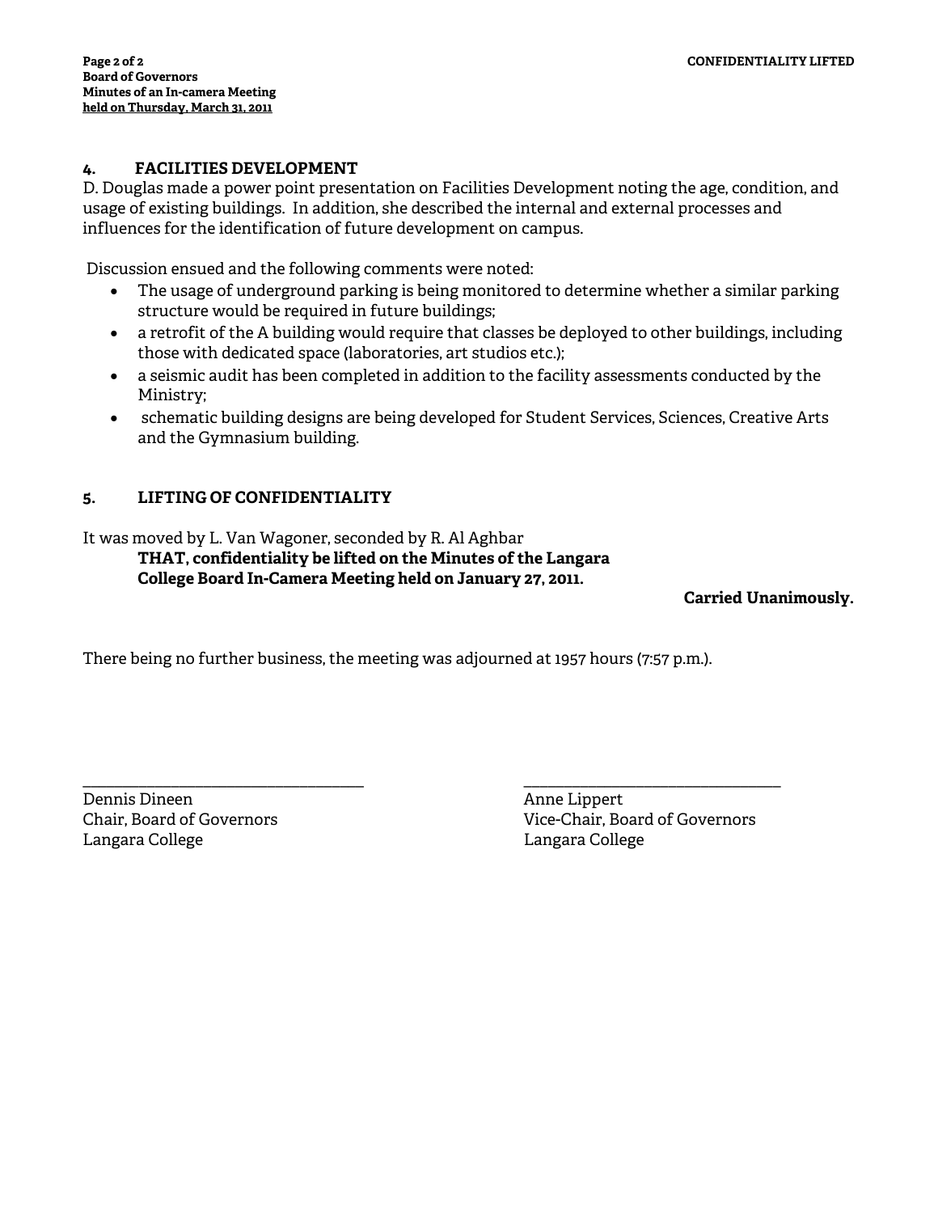## 4. FACILITIES DEVELOPMENT

D. Douglas made a power point presentation on Facilities Development noting the age, condition, and usage of existing buildings. In addition, she described the internal and external processes and influences for the identification of future development on campus.

Discussion ensued and the following comments were noted:

- The usage of underground parking is being monitored to determine whether a similar parking structure would be required in future buildings;
- a retrofit of the A building would require that classes be deployed to other buildings, including those with dedicated space (laboratories, art studios etc.);
- a seismic audit has been completed in addition to the facility assessments conducted by the Ministry;
- schematic building designs are being developed for Student Services, Sciences, Creative Arts and the Gymnasium building.

## 5. LIFTING OF CONFIDENTIALITY

It was moved by L. Van Wagoner, seconded by R. Al Aghbar

**THAT, confidentiality be lifted on the Minutes of the Langara College Board In-Camera Meeting held on January 27, 2011.**

**Carried Unanimously.**

There being no further business, the meeting was adjourned at 1957 hours (7:57 p.m.).

_______________________________
Dennis Dineen
Chair, Board of Governors
Langara College

_______________________________
Anne Lippert
Vice-Chair, Board of Governors
Langara College